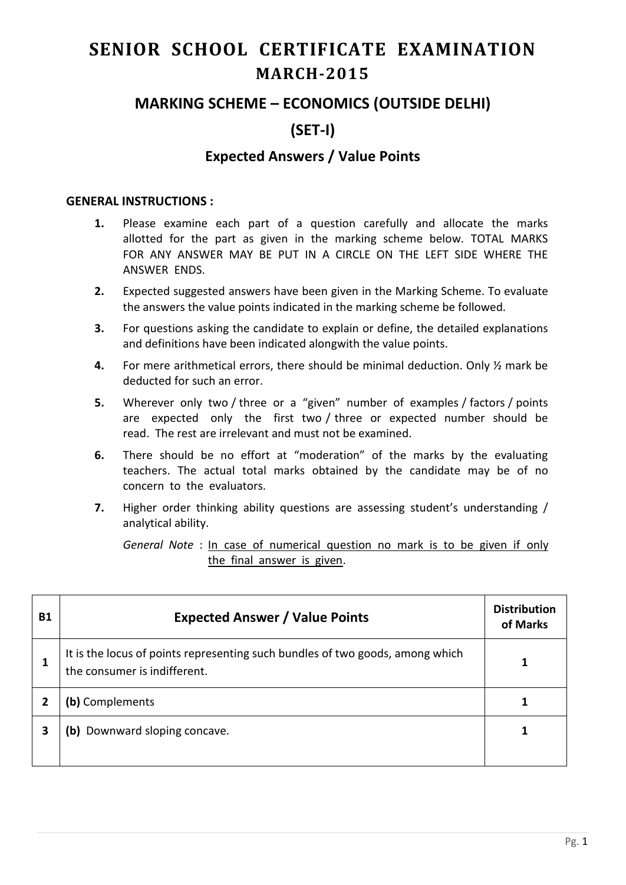# SENIOR SCHOOL CERTIFICATE EXAMINATION
## MARCH-2015

## MARKING SCHEME – ECONOMICS (OUTSIDE DELHI)

## (SET-I)

### Expected Answers / Value Points

**GENERAL INSTRUCTIONS :**

1. Please examine each part of a question carefully and allocate the marks allotted for the part as given in the marking scheme below. TOTAL MARKS FOR ANY ANSWER MAY BE PUT IN A CIRCLE ON THE LEFT SIDE WHERE THE ANSWER ENDS.
2. Expected suggested answers have been given in the Marking Scheme. To evaluate the answers the value points indicated in the marking scheme be followed.
3. For questions asking the candidate to explain or define, the detailed explanations and definitions have been indicated alongwith the value points.
4. For mere arithmetical errors, there should be minimal deduction. Only ½ mark be deducted for such an error.
5. Wherever only two / three or a "given" number of examples / factors / points are expected only the first two / three or expected number should be read. The rest are irrelevant and must not be examined.
6. There should be no effort at "moderation" of the marks by the evaluating teachers. The actual total marks obtained by the candidate may be of no concern to the evaluators.
7. Higher order thinking ability questions are assessing student's understanding / analytical ability.

   *General Note* : In case of numerical question no mark is to be given if only the final answer is given.

| B1 | Expected Answer / Value Points | Distribution of Marks |
|---|---|---|
| 1 | It is the locus of points representing such bundles of two goods, among which the consumer is indifferent. | 1 |
| 2 | **(b)** Complements | 1 |
| 3 | **(b)** Downward sloping concave. | 1 |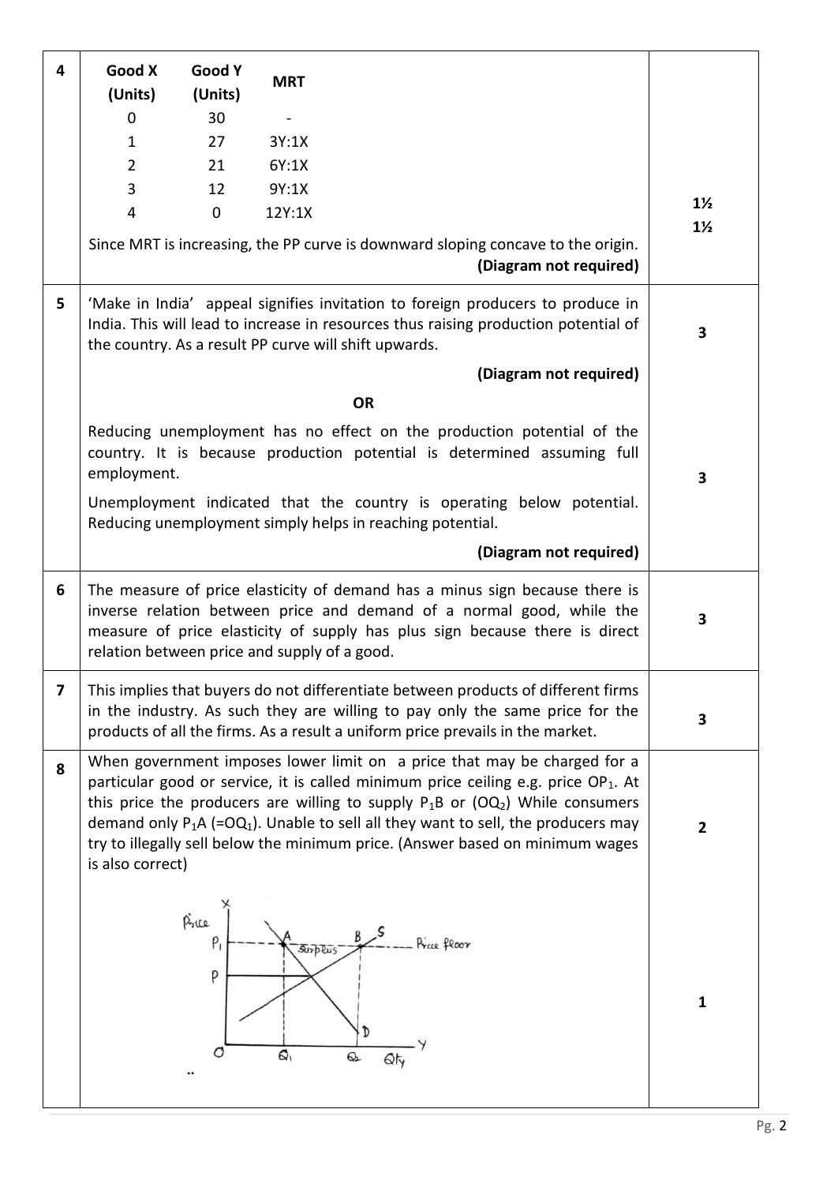| Q. No. | Answer | Marks |
|---|---|---|
| 4 | | |

| Good X (Units) | Good Y (Units) | MRT |
|---|---|---|
| 0 | 30 | - |
| 1 | 27 | 3Y:1X |
| 2 | 21 | 6Y:1X |
| 3 | 12 | 9Y:1X |
| 4 | 0 | 12Y:1X |

Since MRT is increasing, the PP curve is downward sloping concave to the origin.

**(Diagram not required)**

Marks: 1½, 1½

**5** 'Make in India' appeal signifies invitation to foreign producers to produce in India. This will lead to increase in resources thus raising production potential of the country. As a result PP curve will shift upwards.

**(Diagram not required)** — 3

**OR**

Reducing unemployment has no effect on the production potential of the country. It is because production potential is determined assuming full employment.

Unemployment indicated that the country is operating below potential. Reducing unemployment simply helps in reaching potential.

**(Diagram not required)** — 3

**6** The measure of price elasticity of demand has a minus sign because there is inverse relation between price and demand of a normal good, while the measure of price elasticity of supply has plus sign because there is direct relation between price and supply of a good. — 3

**7** This implies that buyers do not differentiate between products of different firms in the industry. As such they are willing to pay only the same price for the products of all the firms. As a result a uniform price prevails in the market. — 3

**8** When government imposes lower limit on a price that may be charged for a particular good or service, it is called minimum price ceiling e.g. price $OP_1$. At this price the producers are willing to supply $P_1B$ or $(OQ_2)$ While consumers demand only $P_1A$ $(=OQ_1)$. Unable to sell all they want to sell, the producers may try to illegally sell below the minimum price. (Answer based on minimum wages is also correct) — 2

Diagram: Price (X-axis label vertical), Qty; $P_1$ Price floor line with points A, B; Surplus between A and B; equilibrium price P; curves S and D; quantities $Q_1$, $Q_2$; origin O. — 1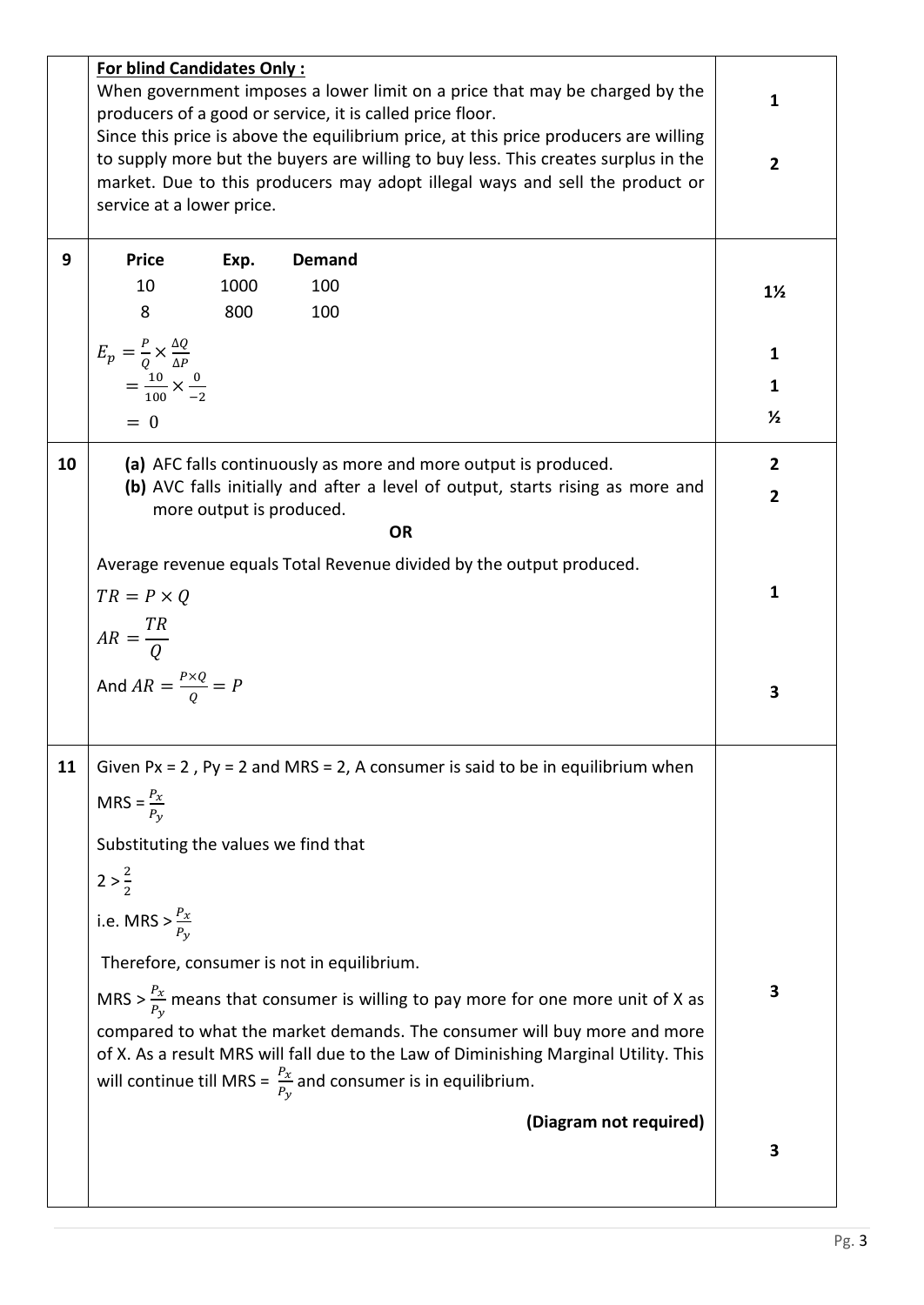| | | |
|---|---|---|
| | **For blind Candidates Only :**<br>When government imposes a lower limit on a price that may be charged by the producers of a good or service, it is called price floor.<br>Since this price is above the equilibrium price, at this price producers are willing to supply more but the buyers are willing to buy less. This creates surplus in the market. Due to this producers may adopt illegal ways and sell the product or service at a lower price. | 1<br><br>2 |
| 9 | **Price** **Exp.** **Demand**<br>10 1000 100<br>8 800 100<br>$E_p = \frac{P}{Q} \times \frac{\Delta Q}{\Delta P}$<br>$= \frac{10}{100} \times \frac{0}{-2}$<br>$= 0$ | 1½<br><br>1<br>1<br>½ |
| 10 | **(a)** AFC falls continuously as more and more output is produced.<br>**(b)** AVC falls initially and after a level of output, starts rising as more and more output is produced.<br>**OR**<br>Average revenue equals Total Revenue divided by the output produced.<br>$TR = P \times Q$<br>$AR = \frac{TR}{Q}$<br>And $AR = \frac{P \times Q}{Q} = P$ | 2<br>2<br><br><br>1<br><br>3 |
| 11 | Given Px = 2 , Py = 2 and MRS = 2, A consumer is said to be in equilibrium when<br>MRS = $\frac{P_x}{P_y}$<br>Substituting the values we find that<br>$2 > \frac{2}{2}$<br>i.e. MRS > $\frac{P_x}{P_y}$<br>Therefore, consumer is not in equilibrium.<br>MRS > $\frac{P_x}{P_y}$ means that consumer is willing to pay more for one more unit of X as compared to what the market demands. The consumer will buy more and more of X. As a result MRS will fall due to the Law of Diminishing Marginal Utility. This will continue till MRS = $\frac{P_x}{P_y}$ and consumer is in equilibrium.<br>**(Diagram not required)** | 3<br><br>3 |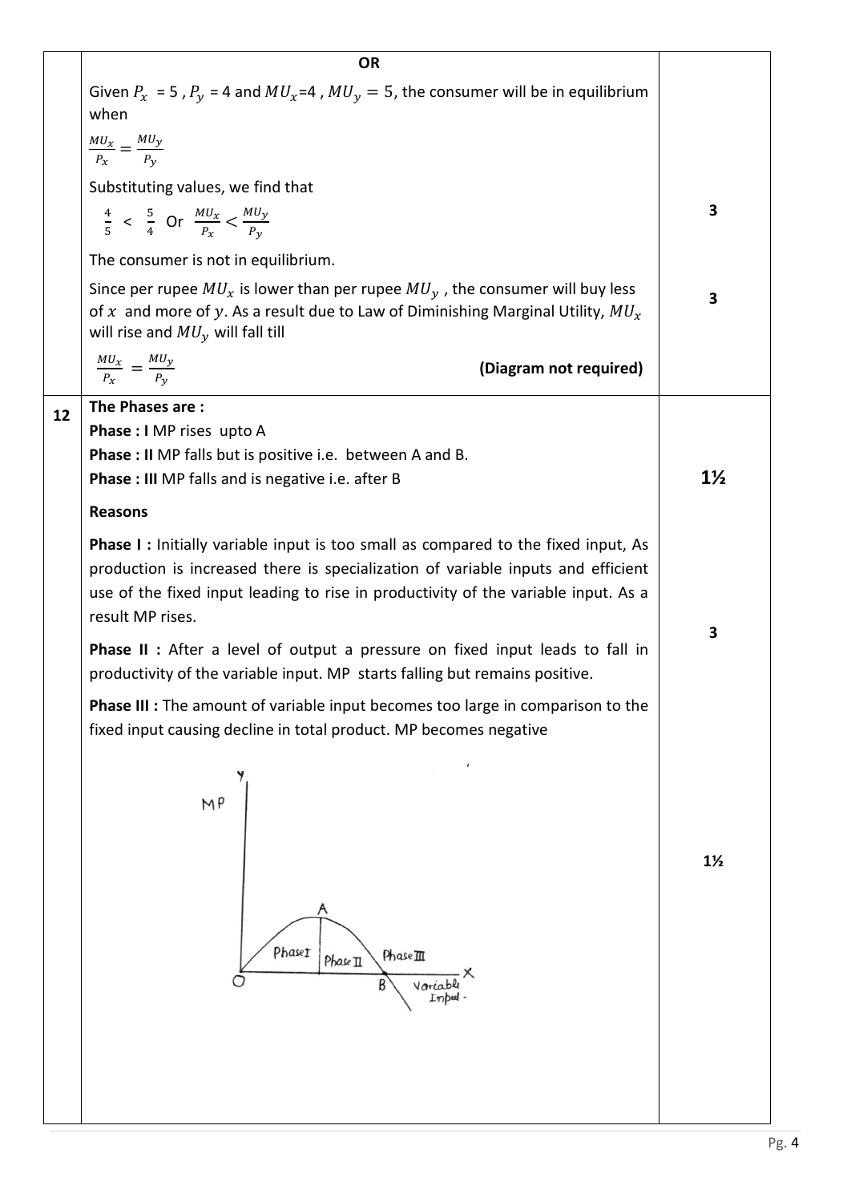| | | |
|---|---|---|
| | **OR** | |
| | Given $P_x = 5$, $P_y = 4$ and $MU_x=4$, $MU_y = 5$, the consumer will be in equilibrium when $\frac{MU_x}{P_x} = \frac{MU_y}{P_y}$ Substituting values, we find that $\frac{4}{5} < \frac{5}{4}$ Or $\frac{MU_x}{P_x} < \frac{MU_y}{P_y}$ The consumer is not in equilibrium. | 3 |
| | Since per rupee $MU_x$ is lower than per rupee $MU_y$, the consumer will buy less of $x$ and more of $y$. As a result due to Law of Diminishing Marginal Utility, $MU_x$ will rise and $MU_y$ will fall till $\frac{MU_x}{P_x} = \frac{MU_y}{P_y}$ **(Diagram not required)** | 3 |
| 12 | **The Phases are :** **Phase : I** MP rises upto A **Phase : II** MP falls but is positive i.e. between A and B. **Phase : III** MP falls and is negative i.e. after B | 1½ |
| | **Reasons** **Phase I :** Initially variable input is too small as compared to the fixed input, As production is increased there is specialization of variable inputs and efficient use of the fixed input leading to rise in productivity of the variable input. As a result MP rises. **Phase II :** After a level of output a pressure on fixed input leads to fall in productivity of the variable input. MP starts falling but remains positive. **Phase III :** The amount of variable input becomes too large in comparison to the fixed input causing decline in total product. MP becomes negative | 3 |
| | [Diagram: MP curve (Y-axis: MP, X-axis: Variable Input) rising from O to A (Phase I), falling from A to B (Phase II), and below the X-axis after B (Phase III)] | 1½ |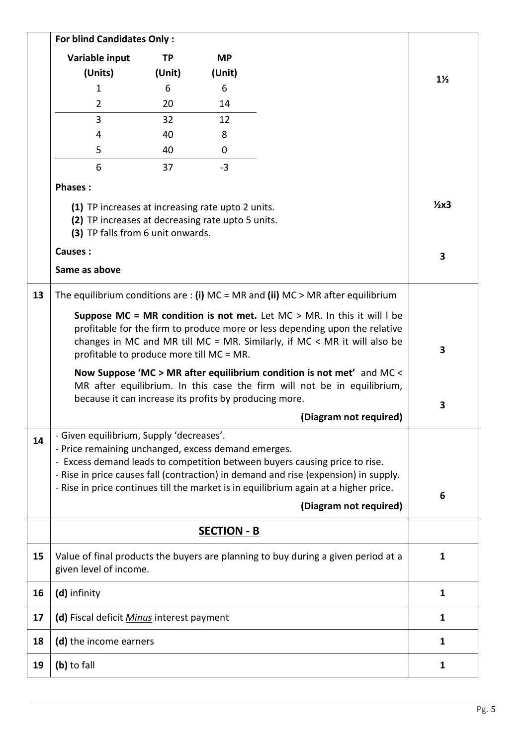| | | |
|---|---|---|
| | **For blind Candidates Only :** | |
| | | 1½ |

| Variable input (Units) | TP (Unit) | MP (Unit) |
|---|---|---|
| 1 | 6 | 6 |
| 2 | 20 | 14 |
| 3 | 32 | 12 |
| 4 | 40 | 8 |
| 5 | 40 | 0 |
| 6 | 37 | -3 |

**Phases :** (½x3)

**(1)** TP increases at increasing rate upto 2 units.
**(2)** TP increases at decreasing rate upto 5 units.
**(3)** TP falls from 6 unit onwards.

**Causes :** (3)

**Same as above**

| Q. | Answer | Marks |
|---|---|---|
| 13 | The equilibrium conditions are : **(i)** MC = MR and **(ii)** MC > MR after equilibrium<br><br>**Suppose MC = MR condition is not met.** Let MC > MR. In this it will l be profitable for the firm to produce more or less depending upon the relative changes in MC and MR till MC = MR. Similarly, if MC < MR it will also be profitable to produce more till MC = MR.<br><br>**Now Suppose 'MC > MR after equilibrium condition is not met'** and MC < MR after equilibrium. In this case the firm will not be in equilibrium, because it can increase its profits by producing more.<br><br>**(Diagram not required)** | 3<br><br>3 |
| 14 | - Given equilibrium, Supply 'decreases'.<br>- Price remaining unchanged, excess demand emerges.<br>- Excess demand leads to competition between buyers causing price to rise.<br>- Rise in price causes fall (contraction) in demand and rise (expension) in supply.<br>- Rise in price continues till the market is in equilibrium again at a higher price.<br><br>**(Diagram not required)** | 6 |
| | **SECTION - B** | |
| 15 | Value of final products the buyers are planning to buy during a given period at a given level of income. | 1 |
| 16 | **(d)** infinity | 1 |
| 17 | **(d)** Fiscal deficit *Minus* interest payment | 1 |
| 18 | **(d)** the income earners | 1 |
| 19 | **(b)** to fall | 1 |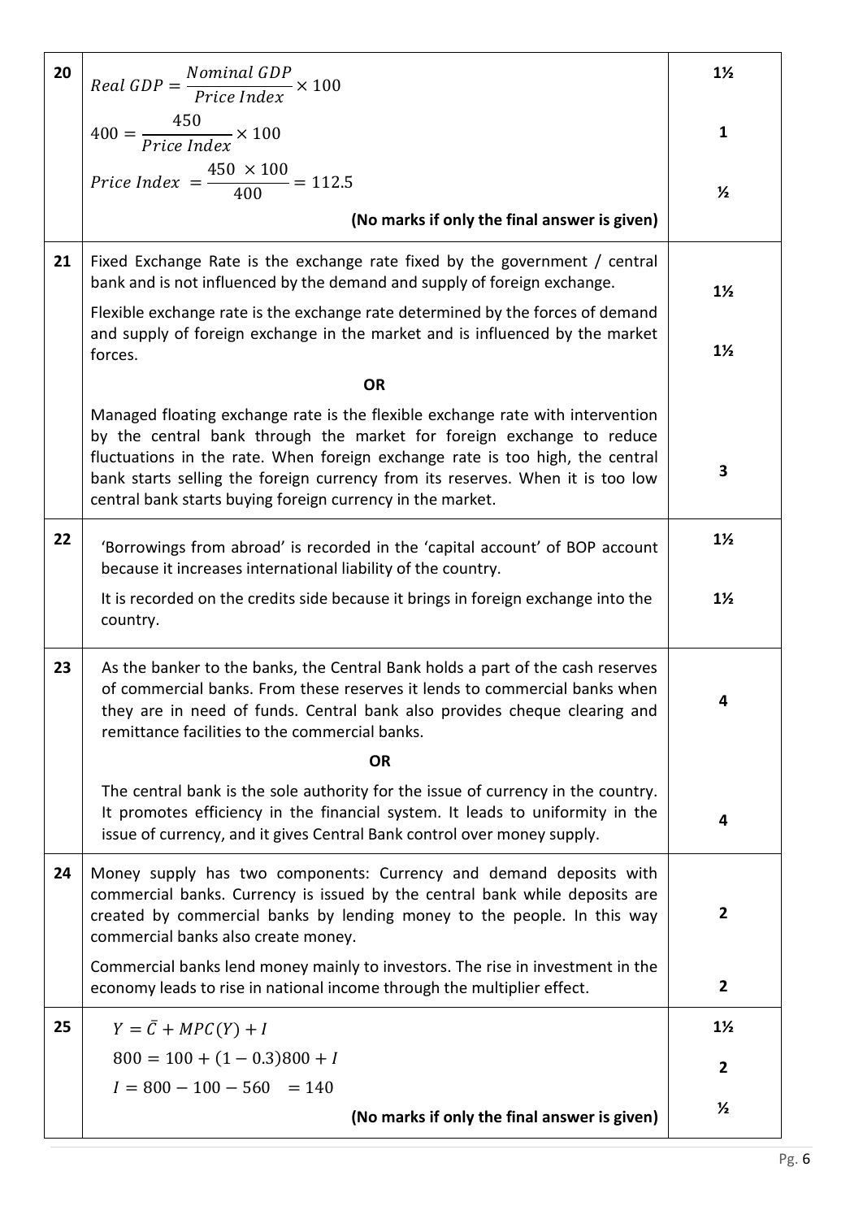| | | |
|---|---|---|
| 20 | $Real\ GDP = \frac{Nominal\ GDP}{Price\ Index} \times 100$<br><br>$400 = \frac{450}{Price\ Index} \times 100$<br><br>$Price\ Index\ = \frac{450\ \times 100}{400} = 112.5$<br><br>**(No marks if only the final answer is given)** | **1½**<br><br>**1**<br><br>**½** |
| 21 | Fixed Exchange Rate is the exchange rate fixed by the government / central bank and is not influenced by the demand and supply of foreign exchange.<br><br>Flexible exchange rate is the exchange rate determined by the forces of demand and supply of foreign exchange in the market and is influenced by the market forces.<br><br>**OR**<br><br>Managed floating exchange rate is the flexible exchange rate with intervention by the central bank through the market for foreign exchange to reduce fluctuations in the rate. When foreign exchange rate is too high, the central bank starts selling the foreign currency from its reserves. When it is too low central bank starts buying foreign currency in the market. | **1½**<br><br>**1½**<br><br><br><br>**3** |
| 22 | 'Borrowings from abroad' is recorded in the 'capital account' of BOP account because it increases international liability of the country.<br><br>It is recorded on the credits side because it brings in foreign exchange into the country. | **1½**<br><br>**1½** |
| 23 | As the banker to the banks, the Central Bank holds a part of the cash reserves of commercial banks. From these reserves it lends to commercial banks when they are in need of funds. Central bank also provides cheque clearing and remittance facilities to the commercial banks.<br><br>**OR**<br><br>The central bank is the sole authority for the issue of currency in the country. It promotes efficiency in the financial system. It leads to uniformity in the issue of currency, and it gives Central Bank control over money supply. | **4**<br><br><br><br>**4** |
| 24 | Money supply has two components: Currency and demand deposits with commercial banks. Currency is issued by the central bank while deposits are created by commercial banks by lending money to the people. In this way commercial banks also create money.<br><br>Commercial banks lend money mainly to investors. The rise in investment in the economy leads to rise in national income through the multiplier effect. | **2**<br><br><br><br>**2** |
| 25 | $Y = \bar{C} + MPC(Y) + I$<br><br>$800 = 100 + (1 - 0.3)800 + I$<br><br>$I = 800 - 100 - 560 \quad = 140$<br><br>**(No marks if only the final answer is given)** | **1½**<br><br>**2**<br><br>**½** |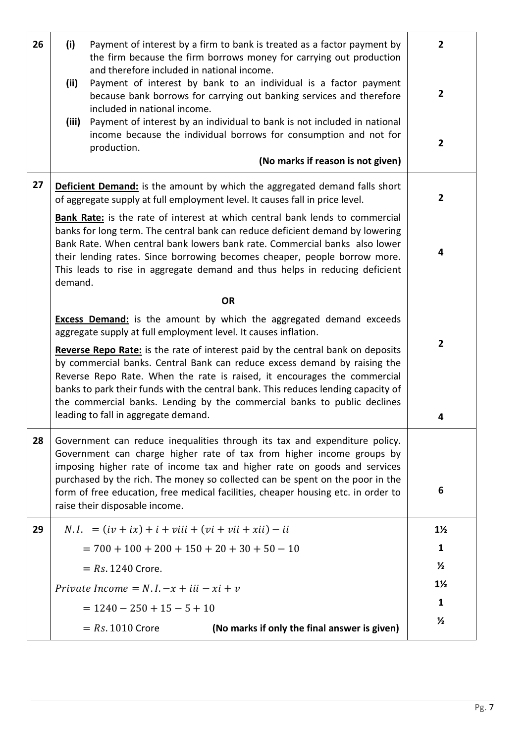| | | |
|---|---|---|
| 26 | **(i)** Payment of interest by a firm to bank is treated as a factor payment by the firm because the firm borrows money for carrying out production and therefore included in national income.<br>**(ii)** Payment of interest by bank to an individual is a factor payment because bank borrows for carrying out banking services and therefore included in national income.<br>**(iii)** Payment of interest by an individual to bank is not included in national income because the individual borrows for consumption and not for production.<br>**(No marks if reason is not given)** | 2<br><br>2<br><br>2 |
| 27 | **Deficient Demand:** is the amount by which the aggregated demand falls short of aggregate supply at full employment level. It causes fall in price level.<br><br>**Bank Rate:** is the rate of interest at which central bank lends to commercial banks for long term. The central bank can reduce deficient demand by lowering Bank Rate. When central bank lowers bank rate. Commercial banks also lower their lending rates. Since borrowing becomes cheaper, people borrow more. This leads to rise in aggregate demand and thus helps in reducing deficient demand.<br><br>**OR**<br><br>**Excess Demand:** is the amount by which the aggregated demand exceeds aggregate supply at full employment level. It causes inflation.<br><br>**Reverse Repo Rate:** is the rate of interest paid by the central bank on deposits by commercial banks. Central Bank can reduce excess demand by raising the Reverse Repo Rate. When the rate is raised, it encourages the commercial banks to park their funds with the central bank. This reduces lending capacity of the commercial banks. Lending by the commercial banks to public declines leading to fall in aggregate demand. | 2<br><br>4<br><br><br>2<br><br>4 |
| 28 | Government can reduce inequalities through its tax and expenditure policy. Government can charge higher rate of tax from higher income groups by imposing higher rate of income tax and higher rate on goods and services purchased by the rich. The money so collected can be spent on the poor in the form of free education, free medical facilities, cheaper housing etc. in order to raise their disposable income. | 6 |
| 29 | $N.I. = (iv + ix) + i + viii + (vi + vii + xii) - ii$<br>$= 700 + 100 + 200 + 150 + 20 + 30 + 50 - 10$<br>$= Rs. 1240$ Crore.<br>$Private\ Income = N.I. - x + iii - xi + v$<br>$= 1240 - 250 + 15 - 5 + 10$<br>$= Rs. 1010$ Crore **(No marks if only the final answer is given)** | 1½<br>1<br>½<br>1½<br>1<br>½ |